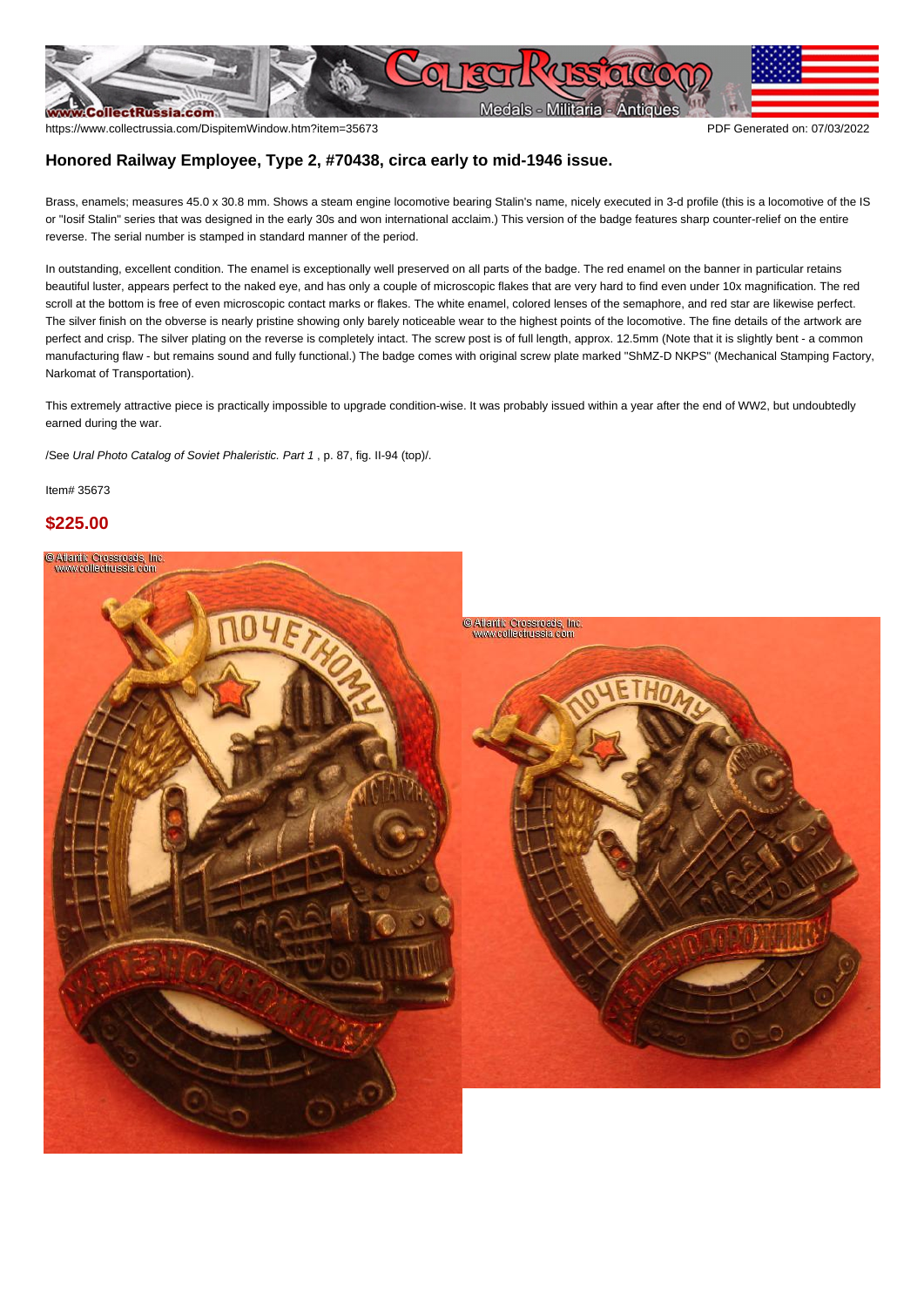## Honored Railway Employee, Type 2, #70438, circa early to mid-1946 issue.

Brass, enamels; measures 45.0 x 30.8 mm. Shows a steam engine locomotive bearing Stalin's name, nicely executed in 3-d profile (this is a locomotive of the IS or "Iosif Stalin" series that was designed in the early 30s and won international acclaim.) This version of the badge features sharp counter-relief on the entire reverse. The serial number is stamped in standard manner of the period.

In outstanding, excellent condition. The enamel is exceptionally well preserved on all parts of the badge. The red enamel on the banner in particular retains beautiful luster, appears perfect to the naked eye, and has only a couple of microscopic flakes that are very hard to find even under 10x magnification. The red scroll at the bottom is free of even microscopic contact marks or flakes. The white enamel, colored lenses of the semaphore, and red star are likewise perfect. The silver finish on the obverse is nearly pristine showing only barely noticeable wear to the highest points of the locomotive. The fine details of the artwork are perfect and crisp. The silver plating on the reverse is completely intact. The screw post is of full length, approx. 12.5mm (Note that it is slightly bent - a common manufacturing flaw - but remains sound and fully functional.) The badge comes with original screw plate marked "ShMZ-D NKPS" (Mechanical Stamping Factory, Narkomat of Transportation).

This extremely attractive piece is practically impossible to upgrade condition-wise. It was probably issued within a year after the end of WW2, but undoubtedly earned during the war.

/See *Ural Photo Catalog of Soviet Phaleristic. Part 1* , p. 87, fig. II-94 (top)/.

Item# 35673

**$225.00**